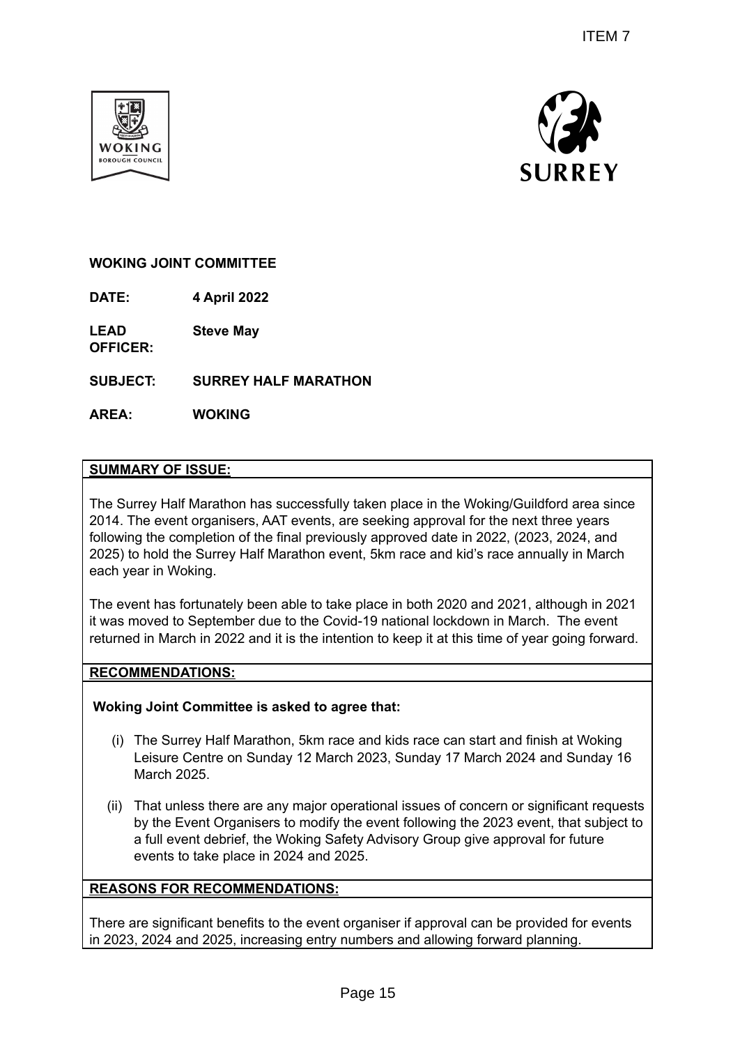ITEM 7

**WOKING JOINT COMMITTEE**

**DATE:** **4 April 2022**

**LEAD OFFICER:** **Steve May**

**SUBJECT:** **SURREY HALF MARATHON**

**AREA:** **WOKING**

**SUMMARY OF ISSUE:**

The Surrey Half Marathon has successfully taken place in the Woking/Guildford area since 2014. The event organisers, AAT events, are seeking approval for the next three years following the completion of the final previously approved date in 2022, (2023, 2024, and 2025) to hold the Surrey Half Marathon event, 5km race and kid's race annually in March each year in Woking.

The event has fortunately been able to take place in both 2020 and 2021, although in 2021 it was moved to September due to the Covid-19 national lockdown in March. The event returned in March in 2022 and it is the intention to keep it at this time of year going forward.

**RECOMMENDATIONS:**

**Woking Joint Committee is asked to agree that:**

(i) The Surrey Half Marathon, 5km race and kids race can start and finish at Woking Leisure Centre on Sunday 12 March 2023, Sunday 17 March 2024 and Sunday 16 March 2025.

(ii) That unless there are any major operational issues of concern or significant requests by the Event Organisers to modify the event following the 2023 event, that subject to a full event debrief, the Woking Safety Advisory Group give approval for future events to take place in 2024 and 2025.

**REASONS FOR RECOMMENDATIONS:**

There are significant benefits to the event organiser if approval can be provided for events in 2023, 2024 and 2025, increasing entry numbers and allowing forward planning.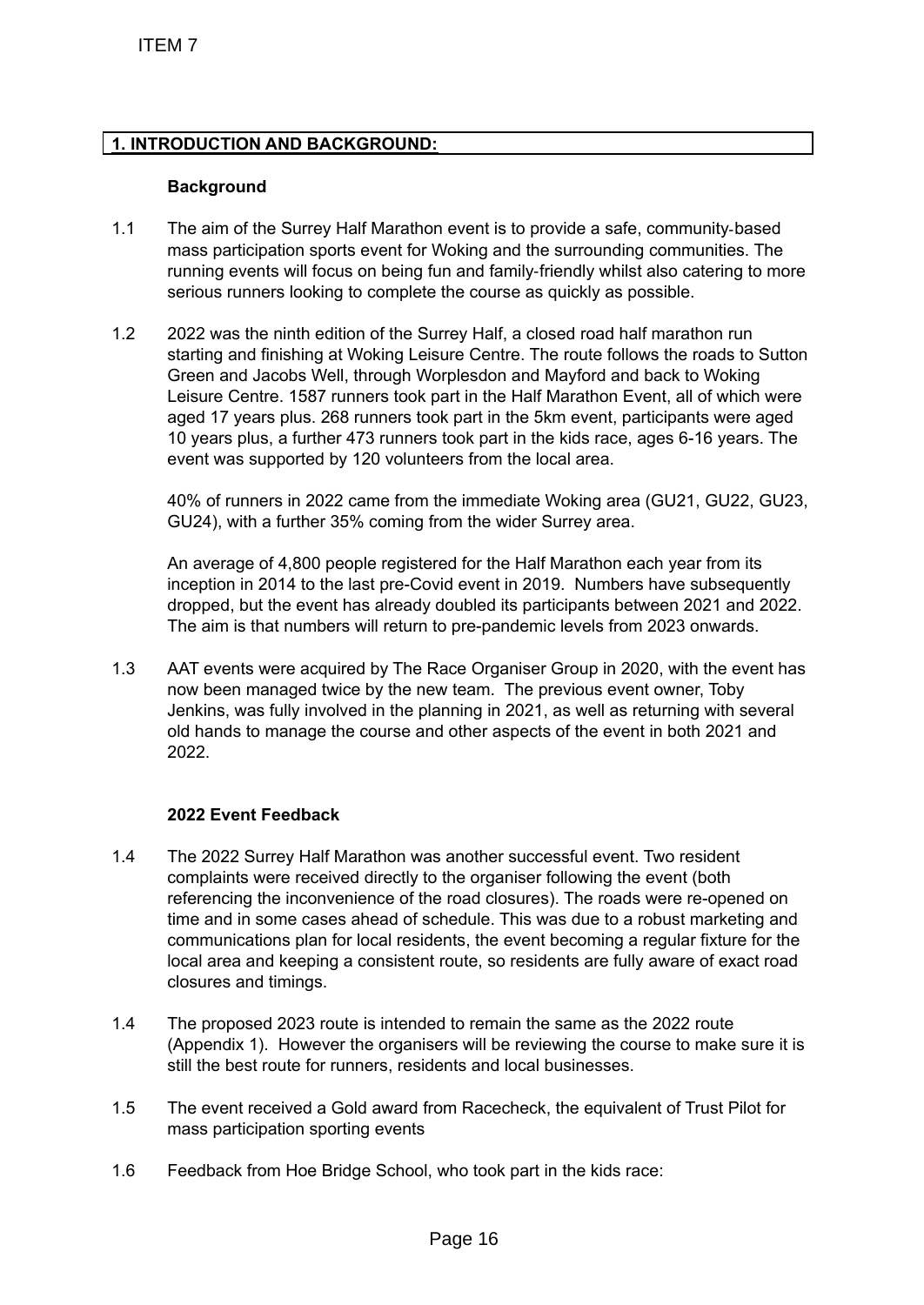ITEM 7

## 1. INTRODUCTION AND BACKGROUND:

### Background

1.1 The aim of the Surrey Half Marathon event is to provide a safe, community-based mass participation sports event for Woking and the surrounding communities. The running events will focus on being fun and family-friendly whilst also catering to more serious runners looking to complete the course as quickly as possible.

1.2 2022 was the ninth edition of the Surrey Half, a closed road half marathon run starting and finishing at Woking Leisure Centre. The route follows the roads to Sutton Green and Jacobs Well, through Worplesdon and Mayford and back to Woking Leisure Centre. 1587 runners took part in the Half Marathon Event, all of which were aged 17 years plus. 268 runners took part in the 5km event, participants were aged 10 years plus, a further 473 runners took part in the kids race, ages 6-16 years. The event was supported by 120 volunteers from the local area.

40% of runners in 2022 came from the immediate Woking area (GU21, GU22, GU23, GU24), with a further 35% coming from the wider Surrey area.

An average of 4,800 people registered for the Half Marathon each year from its inception in 2014 to the last pre-Covid event in 2019. Numbers have subsequently dropped, but the event has already doubled its participants between 2021 and 2022. The aim is that numbers will return to pre-pandemic levels from 2023 onwards.

1.3 AAT events were acquired by The Race Organiser Group in 2020, with the event has now been managed twice by the new team. The previous event owner, Toby Jenkins, was fully involved in the planning in 2021, as well as returning with several old hands to manage the course and other aspects of the event in both 2021 and 2022.

### 2022 Event Feedback

1.4 The 2022 Surrey Half Marathon was another successful event. Two resident complaints were received directly to the organiser following the event (both referencing the inconvenience of the road closures). The roads were re-opened on time and in some cases ahead of schedule. This was due to a robust marketing and communications plan for local residents, the event becoming a regular fixture for the local area and keeping a consistent route, so residents are fully aware of exact road closures and timings.

1.4 The proposed 2023 route is intended to remain the same as the 2022 route (Appendix 1). However the organisers will be reviewing the course to make sure it is still the best route for runners, residents and local businesses.

1.5 The event received a Gold award from Racecheck, the equivalent of Trust Pilot for mass participation sporting events

1.6 Feedback from Hoe Bridge School, who took part in the kids race: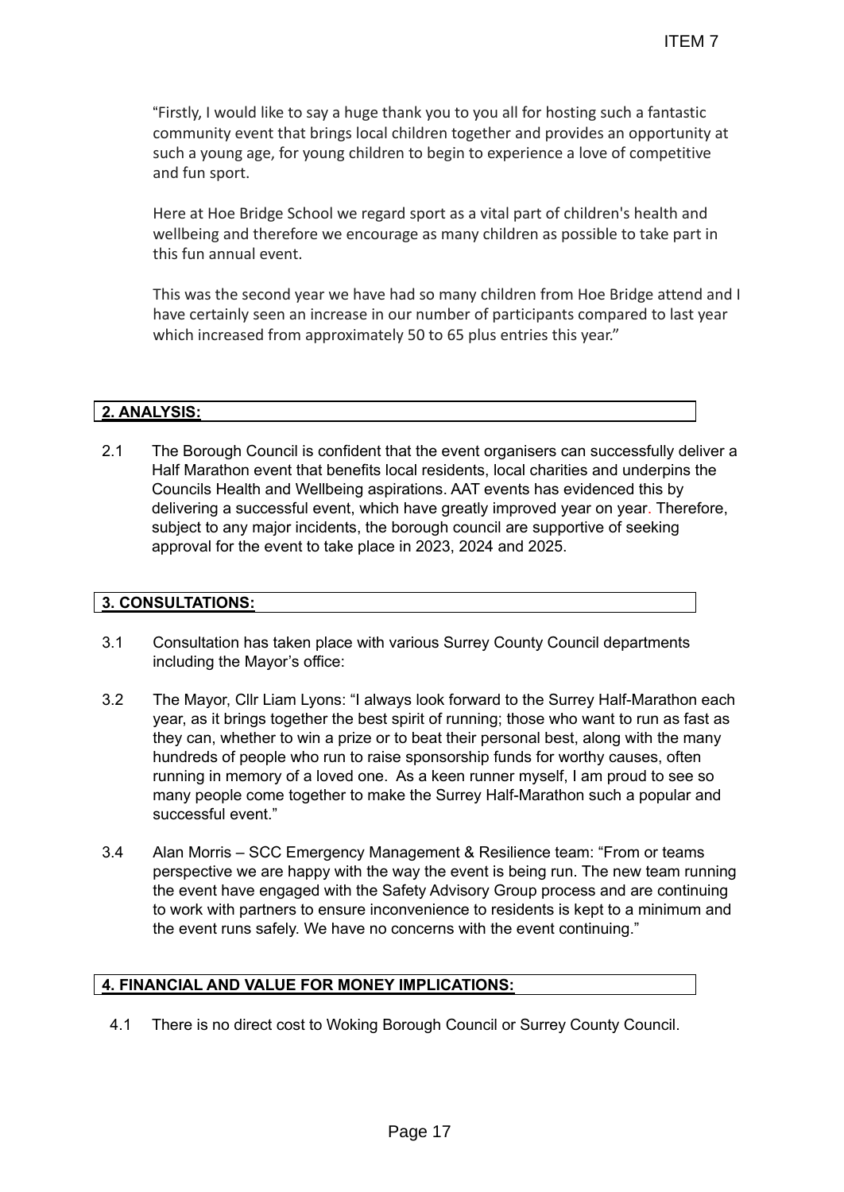"Firstly, I would like to say a huge thank you to you all for hosting such a fantastic community event that brings local children together and provides an opportunity at such a young age, for young children to begin to experience a love of competitive and fun sport.

Here at Hoe Bridge School we regard sport as a vital part of children's health and wellbeing and therefore we encourage as many children as possible to take part in this fun annual event.

This was the second year we have had so many children from Hoe Bridge attend and I have certainly seen an increase in our number of participants compared to last year which increased from approximately 50 to 65 plus entries this year."

## 2. ANALYSIS:

2.1 The Borough Council is confident that the event organisers can successfully deliver a Half Marathon event that benefits local residents, local charities and underpins the Councils Health and Wellbeing aspirations. AAT events has evidenced this by delivering a successful event, which have greatly improved year on year. Therefore, subject to any major incidents, the borough council are supportive of seeking approval for the event to take place in 2023, 2024 and 2025.

## 3. CONSULTATIONS:

3.1 Consultation has taken place with various Surrey County Council departments including the Mayor's office:

3.2 The Mayor, Cllr Liam Lyons: "I always look forward to the Surrey Half-Marathon each year, as it brings together the best spirit of running; those who want to run as fast as they can, whether to win a prize or to beat their personal best, along with the many hundreds of people who run to raise sponsorship funds for worthy causes, often running in memory of a loved one. As a keen runner myself, I am proud to see so many people come together to make the Surrey Half-Marathon such a popular and successful event."

3.4 Alan Morris – SCC Emergency Management & Resilience team: "From or teams perspective we are happy with the way the event is being run. The new team running the event have engaged with the Safety Advisory Group process and are continuing to work with partners to ensure inconvenience to residents is kept to a minimum and the event runs safely. We have no concerns with the event continuing."

## 4. FINANCIAL AND VALUE FOR MONEY IMPLICATIONS:

4.1 There is no direct cost to Woking Borough Council or Surrey County Council.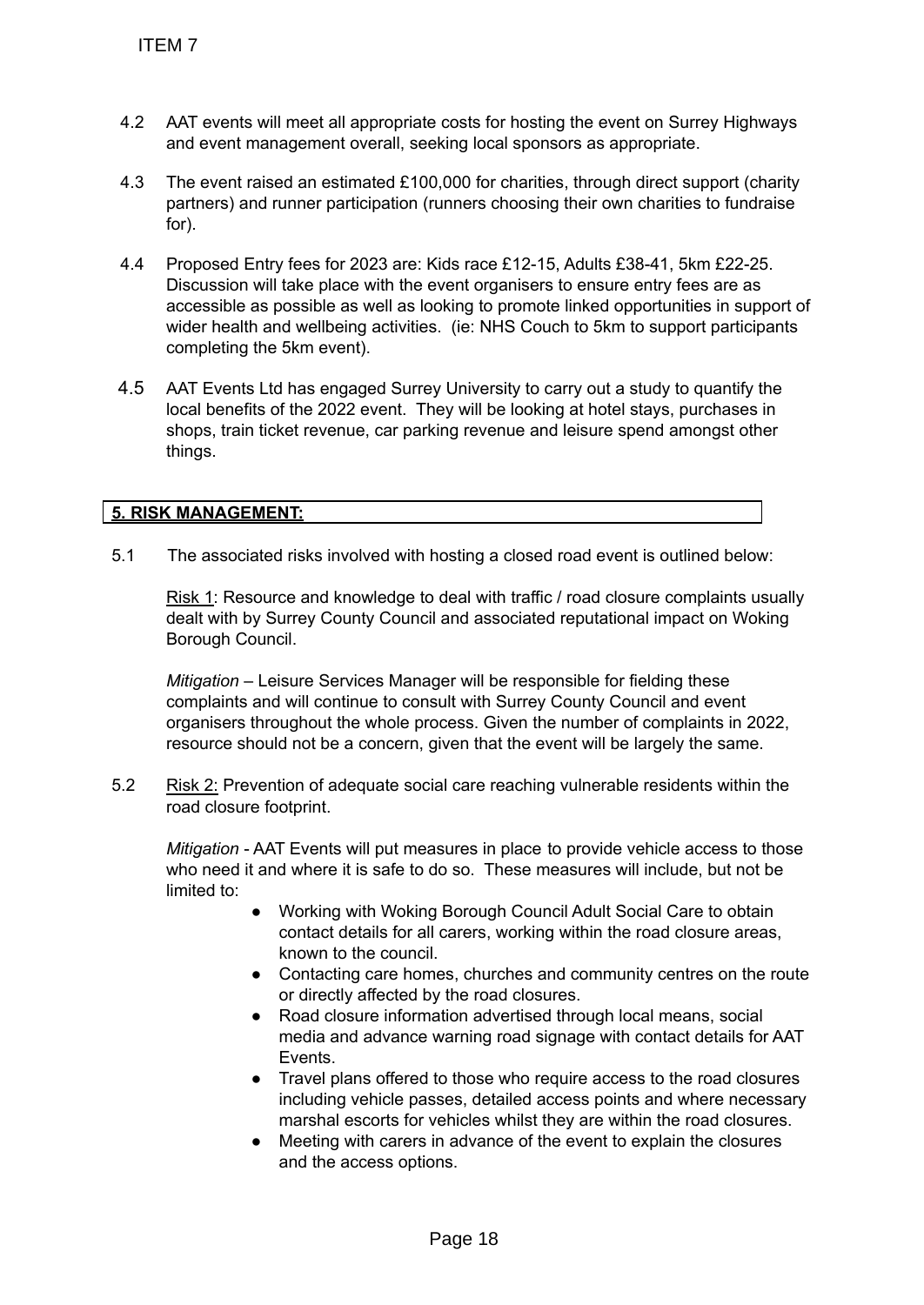4.2 AAT events will meet all appropriate costs for hosting the event on Surrey Highways and event management overall, seeking local sponsors as appropriate.

4.3 The event raised an estimated £100,000 for charities, through direct support (charity partners) and runner participation (runners choosing their own charities to fundraise for).

4.4 Proposed Entry fees for 2023 are: Kids race £12-15, Adults £38-41, 5km £22-25. Discussion will take place with the event organisers to ensure entry fees are as accessible as possible as well as looking to promote linked opportunities in support of wider health and wellbeing activities. (ie: NHS Couch to 5km to support participants completing the 5km event).

4.5 AAT Events Ltd has engaged Surrey University to carry out a study to quantify the local benefits of the 2022 event. They will be looking at hotel stays, purchases in shops, train ticket revenue, car parking revenue and leisure spend amongst other things.

## 5. RISK MANAGEMENT:

5.1 The associated risks involved with hosting a closed road event is outlined below:

Risk 1: Resource and knowledge to deal with traffic / road closure complaints usually dealt with by Surrey County Council and associated reputational impact on Woking Borough Council.

*Mitigation* – Leisure Services Manager will be responsible for fielding these complaints and will continue to consult with Surrey County Council and event organisers throughout the whole process. Given the number of complaints in 2022, resource should not be a concern, given that the event will be largely the same.

5.2 Risk 2: Prevention of adequate social care reaching vulnerable residents within the road closure footprint.

*Mitigation* - AAT Events will put measures in place to provide vehicle access to those who need it and where it is safe to do so. These measures will include, but not be limited to:

- Working with Woking Borough Council Adult Social Care to obtain contact details for all carers, working within the road closure areas, known to the council.
- Contacting care homes, churches and community centres on the route or directly affected by the road closures.
- Road closure information advertised through local means, social media and advance warning road signage with contact details for AAT Events.
- Travel plans offered to those who require access to the road closures including vehicle passes, detailed access points and where necessary marshal escorts for vehicles whilst they are within the road closures.
- Meeting with carers in advance of the event to explain the closures and the access options.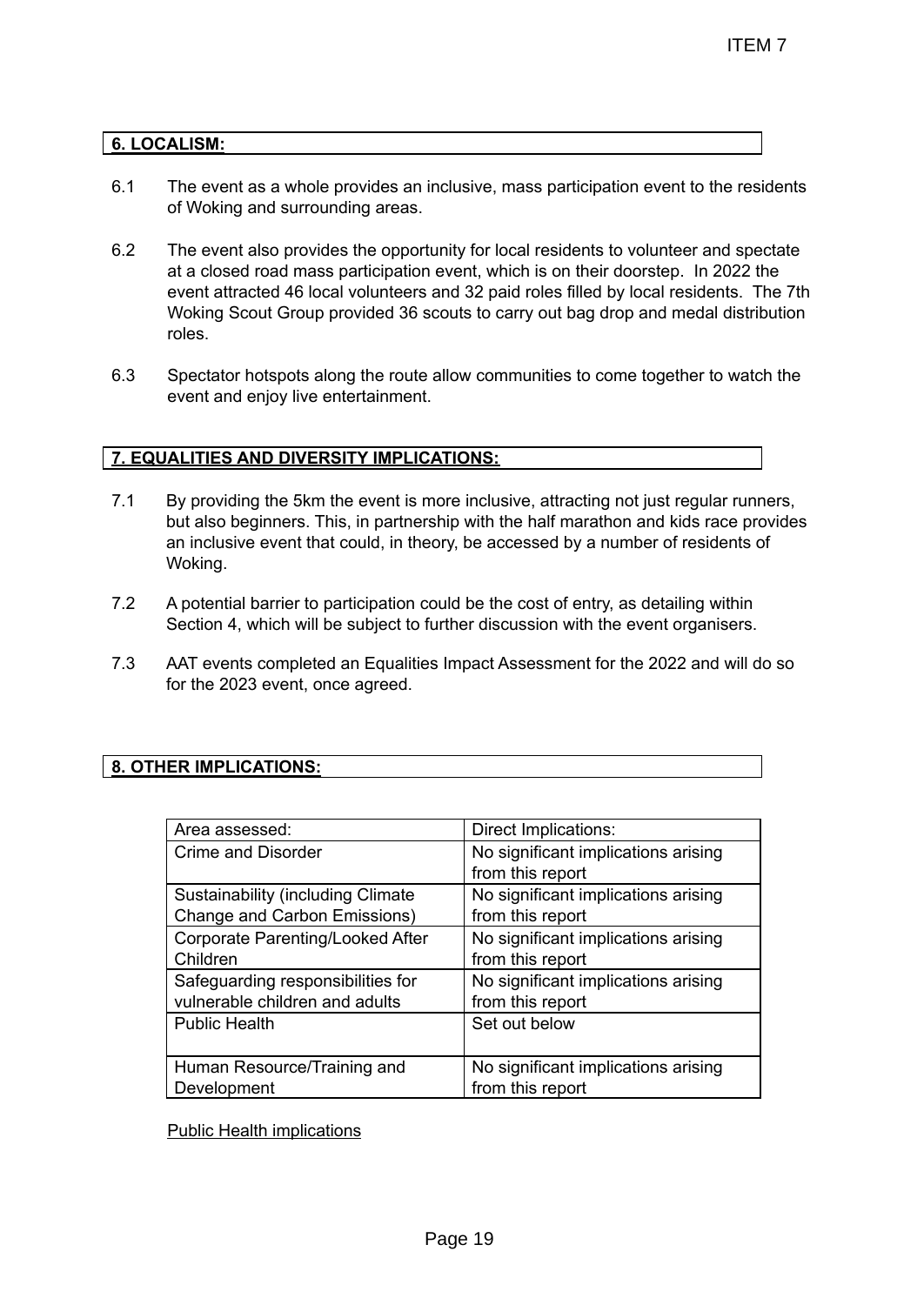## 6. LOCALISM:

6.1 The event as a whole provides an inclusive, mass participation event to the residents of Woking and surrounding areas.

6.2 The event also provides the opportunity for local residents to volunteer and spectate at a closed road mass participation event, which is on their doorstep. In 2022 the event attracted 46 local volunteers and 32 paid roles filled by local residents. The 7th Woking Scout Group provided 36 scouts to carry out bag drop and medal distribution roles.

6.3 Spectator hotspots along the route allow communities to come together to watch the event and enjoy live entertainment.

## 7. EQUALITIES AND DIVERSITY IMPLICATIONS:

7.1 By providing the 5km the event is more inclusive, attracting not just regular runners, but also beginners. This, in partnership with the half marathon and kids race provides an inclusive event that could, in theory, be accessed by a number of residents of Woking.

7.2 A potential barrier to participation could be the cost of entry, as detailing within Section 4, which will be subject to further discussion with the event organisers.

7.3 AAT events completed an Equalities Impact Assessment for the 2022 and will do so for the 2023 event, once agreed.

## 8. OTHER IMPLICATIONS:

| Area assessed: | Direct Implications: |
|---|---|
| Crime and Disorder | No significant implications arising from this report |
| Sustainability (including Climate Change and Carbon Emissions) | No significant implications arising from this report |
| Corporate Parenting/Looked After Children | No significant implications arising from this report |
| Safeguarding responsibilities for vulnerable children and adults | No significant implications arising from this report |
| Public Health | Set out below |
| Human Resource/Training and Development | No significant implications arising from this report |

Public Health implications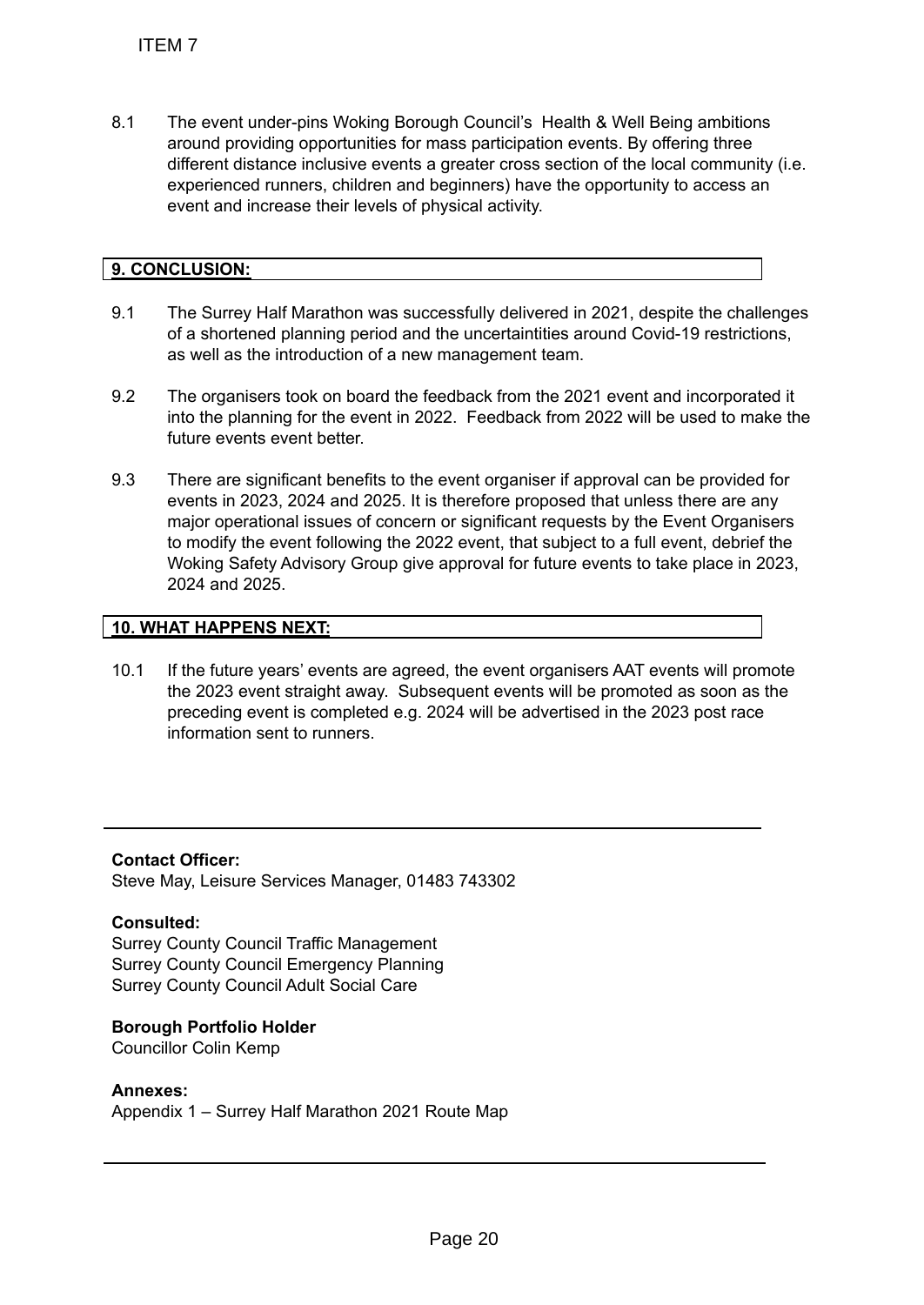8.1 The event under-pins Woking Borough Council's Health & Well Being ambitions around providing opportunities for mass participation events. By offering three different distance inclusive events a greater cross section of the local community (i.e. experienced runners, children and beginners) have the opportunity to access an event and increase their levels of physical activity.

## 9. CONCLUSION:

9.1 The Surrey Half Marathon was successfully delivered in 2021, despite the challenges of a shortened planning period and the uncertaintities around Covid-19 restrictions, as well as the introduction of a new management team.

9.2 The organisers took on board the feedback from the 2021 event and incorporated it into the planning for the event in 2022. Feedback from 2022 will be used to make the future events event better.

9.3 There are significant benefits to the event organiser if approval can be provided for events in 2023, 2024 and 2025. It is therefore proposed that unless there are any major operational issues of concern or significant requests by the Event Organisers to modify the event following the 2022 event, that subject to a full event, debrief the Woking Safety Advisory Group give approval for future events to take place in 2023, 2024 and 2025.

## 10. WHAT HAPPENS NEXT:

10.1 If the future years' events are agreed, the event organisers AAT events will promote the 2023 event straight away. Subsequent events will be promoted as soon as the preceding event is completed e.g. 2024 will be advertised in the 2023 post race information sent to runners.

---

**Contact Officer:**
Steve May, Leisure Services Manager, 01483 743302

**Consulted:**
Surrey County Council Traffic Management
Surrey County Council Emergency Planning
Surrey County Council Adult Social Care

**Borough Portfolio Holder**
Councillor Colin Kemp

**Annexes:**
Appendix 1 – Surrey Half Marathon 2021 Route Map

---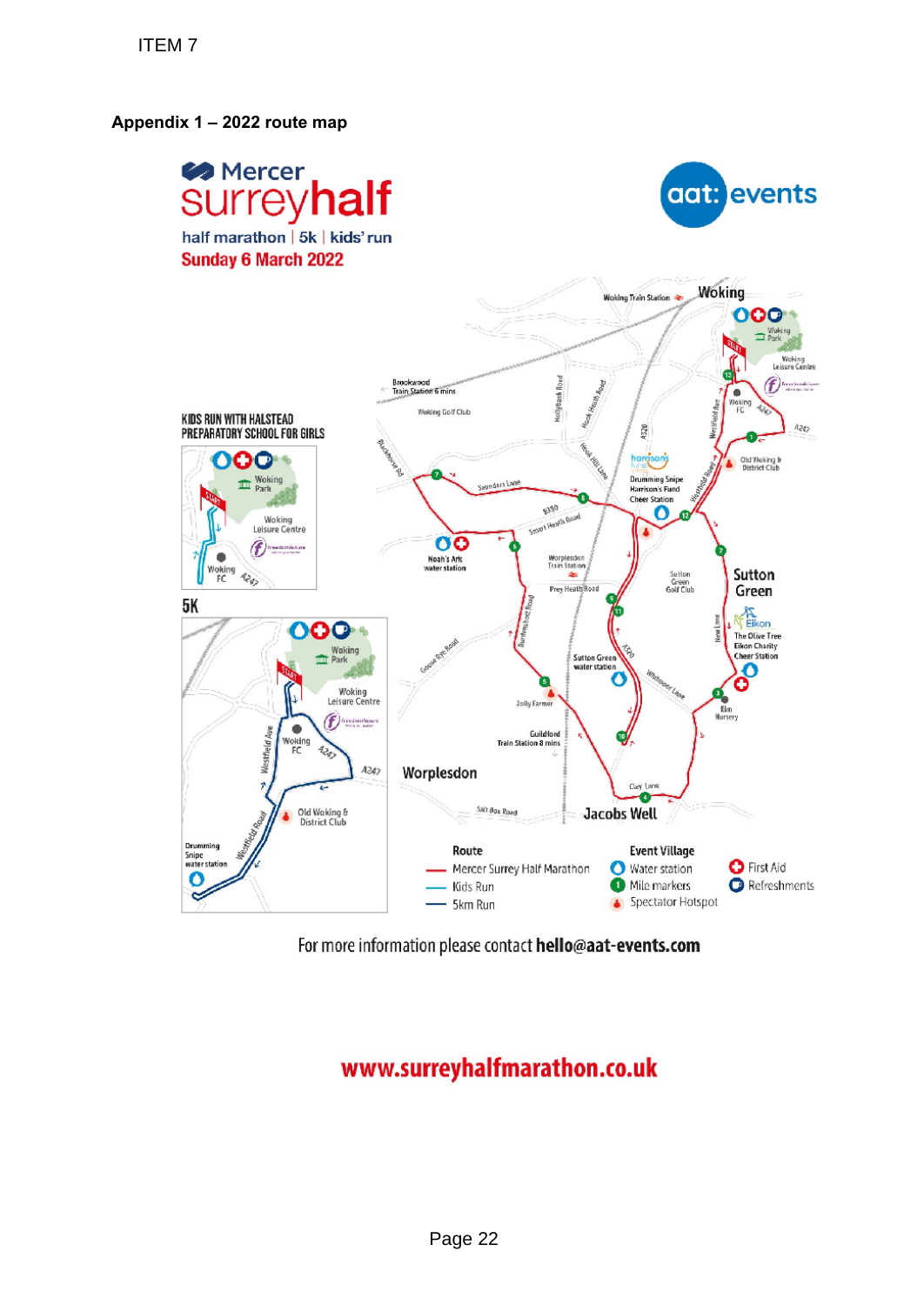ITEM 7

**Appendix 1 – 2022 route map**

Mercer surreyhalf

half marathon | 5k | kids' run

Sunday 6 March 2022

aat: events

KIDS RUN WITH HALSTEAD PREPARATORY SCHOOL FOR GIRLS

5K

Route
- Mercer Surrey Half Marathon
- Kids Run
- 5km Run

Event Village
- Water station
- Mile markers
- Spectator Hotspot
- First Aid
- Refreshments

For more information please contact **hello@aat-events.com**

**www.surreyhalfmarathon.co.uk**